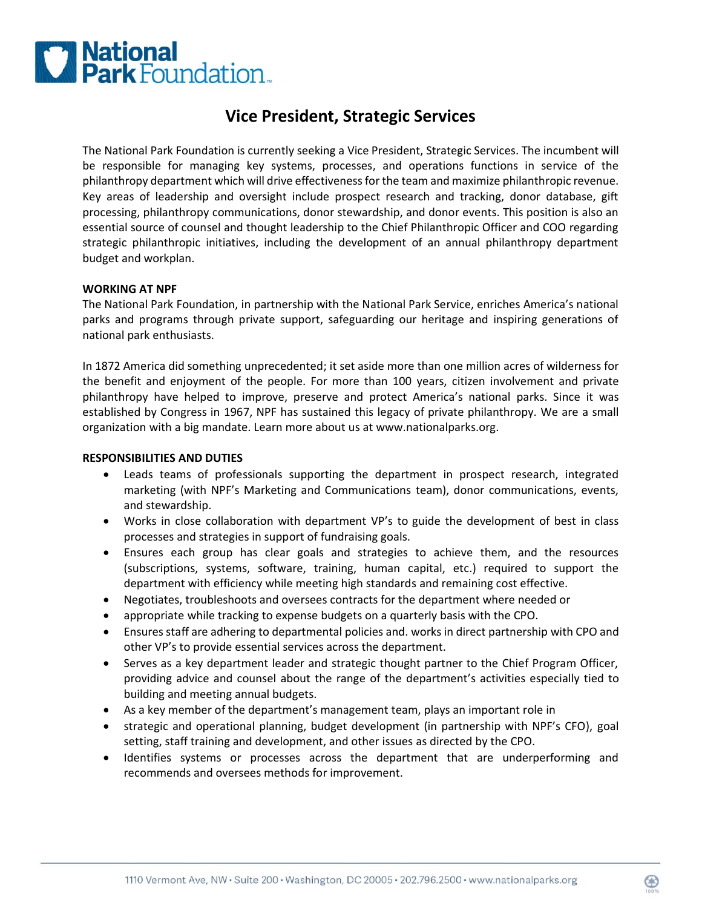# Vice President, Strategic Services

The National Park Foundation is currently seeking a Vice President, Strategic Services. The incumbent will be responsible for managing key systems, processes, and operations functions in service of the philanthropy department which will drive effectiveness for the team and maximize philanthropic revenue. Key areas of leadership and oversight include prospect research and tracking, donor database, gift processing, philanthropy communications, donor stewardship, and donor events. This position is also an essential source of counsel and thought leadership to the Chief Philanthropic Officer and COO regarding strategic philanthropic initiatives, including the development of an annual philanthropy department budget and workplan.

**WORKING AT NPF**

The National Park Foundation, in partnership with the National Park Service, enriches America's national parks and programs through private support, safeguarding our heritage and inspiring generations of national park enthusiasts.

In 1872 America did something unprecedented; it set aside more than one million acres of wilderness for the benefit and enjoyment of the people. For more than 100 years, citizen involvement and private philanthropy have helped to improve, preserve and protect America's national parks. Since it was established by Congress in 1967, NPF has sustained this legacy of private philanthropy. We are a small organization with a big mandate. Learn more about us at www.nationalparks.org.

**RESPONSIBILITIES AND DUTIES**

- Leads teams of professionals supporting the department in prospect research, integrated marketing (with NPF's Marketing and Communications team), donor communications, events, and stewardship.
- Works in close collaboration with department VP's to guide the development of best in class processes and strategies in support of fundraising goals.
- Ensures each group has clear goals and strategies to achieve them, and the resources (subscriptions, systems, software, training, human capital, etc.) required to support the department with efficiency while meeting high standards and remaining cost effective.
- Negotiates, troubleshoots and oversees contracts for the department where needed or
- appropriate while tracking to expense budgets on a quarterly basis with the CPO.
- Ensures staff are adhering to departmental policies and. works in direct partnership with CPO and other VP's to provide essential services across the department.
- Serves as a key department leader and strategic thought partner to the Chief Program Officer, providing advice and counsel about the range of the department's activities especially tied to building and meeting annual budgets.
- As a key member of the department's management team, plays an important role in
- strategic and operational planning, budget development (in partnership with NPF's CFO), goal setting, staff training and development, and other issues as directed by the CPO.
- Identifies systems or processes across the department that are underperforming and recommends and oversees methods for improvement.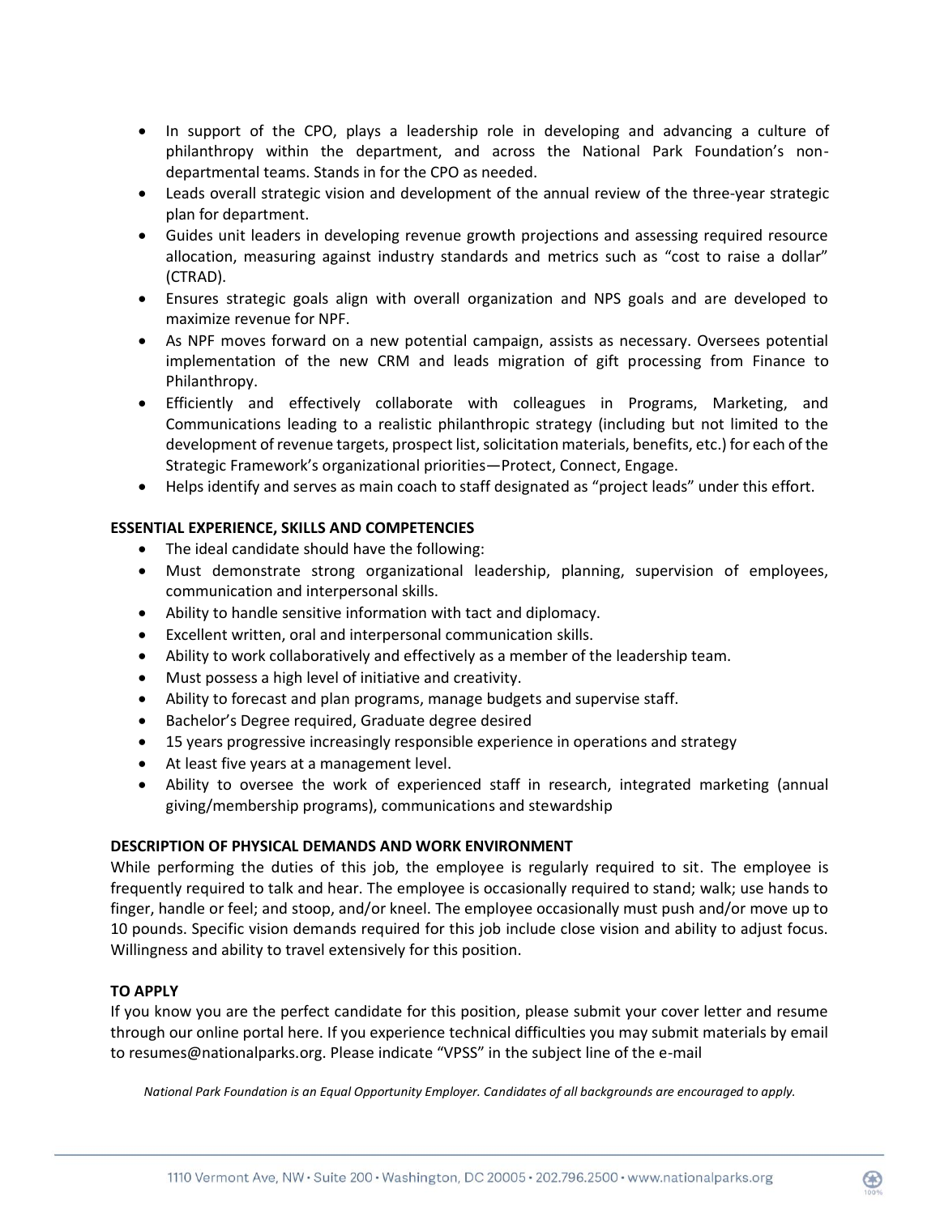- In support of the CPO, plays a leadership role in developing and advancing a culture of philanthropy within the department, and across the National Park Foundation's non-departmental teams. Stands in for the CPO as needed.
- Leads overall strategic vision and development of the annual review of the three-year strategic plan for department.
- Guides unit leaders in developing revenue growth projections and assessing required resource allocation, measuring against industry standards and metrics such as "cost to raise a dollar" (CTRAD).
- Ensures strategic goals align with overall organization and NPS goals and are developed to maximize revenue for NPF.
- As NPF moves forward on a new potential campaign, assists as necessary. Oversees potential implementation of the new CRM and leads migration of gift processing from Finance to Philanthropy.
- Efficiently and effectively collaborate with colleagues in Programs, Marketing, and Communications leading to a realistic philanthropic strategy (including but not limited to the development of revenue targets, prospect list, solicitation materials, benefits, etc.) for each of the Strategic Framework's organizational priorities—Protect, Connect, Engage.
- Helps identify and serves as main coach to staff designated as "project leads" under this effort.

**ESSENTIAL EXPERIENCE, SKILLS AND COMPETENCIES**

- The ideal candidate should have the following:
- Must demonstrate strong organizational leadership, planning, supervision of employees, communication and interpersonal skills.
- Ability to handle sensitive information with tact and diplomacy.
- Excellent written, oral and interpersonal communication skills.
- Ability to work collaboratively and effectively as a member of the leadership team.
- Must possess a high level of initiative and creativity.
- Ability to forecast and plan programs, manage budgets and supervise staff.
- Bachelor's Degree required, Graduate degree desired
- 15 years progressive increasingly responsible experience in operations and strategy
- At least five years at a management level.
- Ability to oversee the work of experienced staff in research, integrated marketing (annual giving/membership programs), communications and stewardship

**DESCRIPTION OF PHYSICAL DEMANDS AND WORK ENVIRONMENT**

While performing the duties of this job, the employee is regularly required to sit. The employee is frequently required to talk and hear. The employee is occasionally required to stand; walk; use hands to finger, handle or feel; and stoop, and/or kneel. The employee occasionally must push and/or move up to 10 pounds. Specific vision demands required for this job include close vision and ability to adjust focus. Willingness and ability to travel extensively for this position.

**TO APPLY**

If you know you are the perfect candidate for this position, please submit your cover letter and resume through our online portal here. If you experience technical difficulties you may submit materials by email to resumes@nationalparks.org. Please indicate "VPSS" in the subject line of the e-mail

*National Park Foundation is an Equal Opportunity Employer. Candidates of all backgrounds are encouraged to apply.*